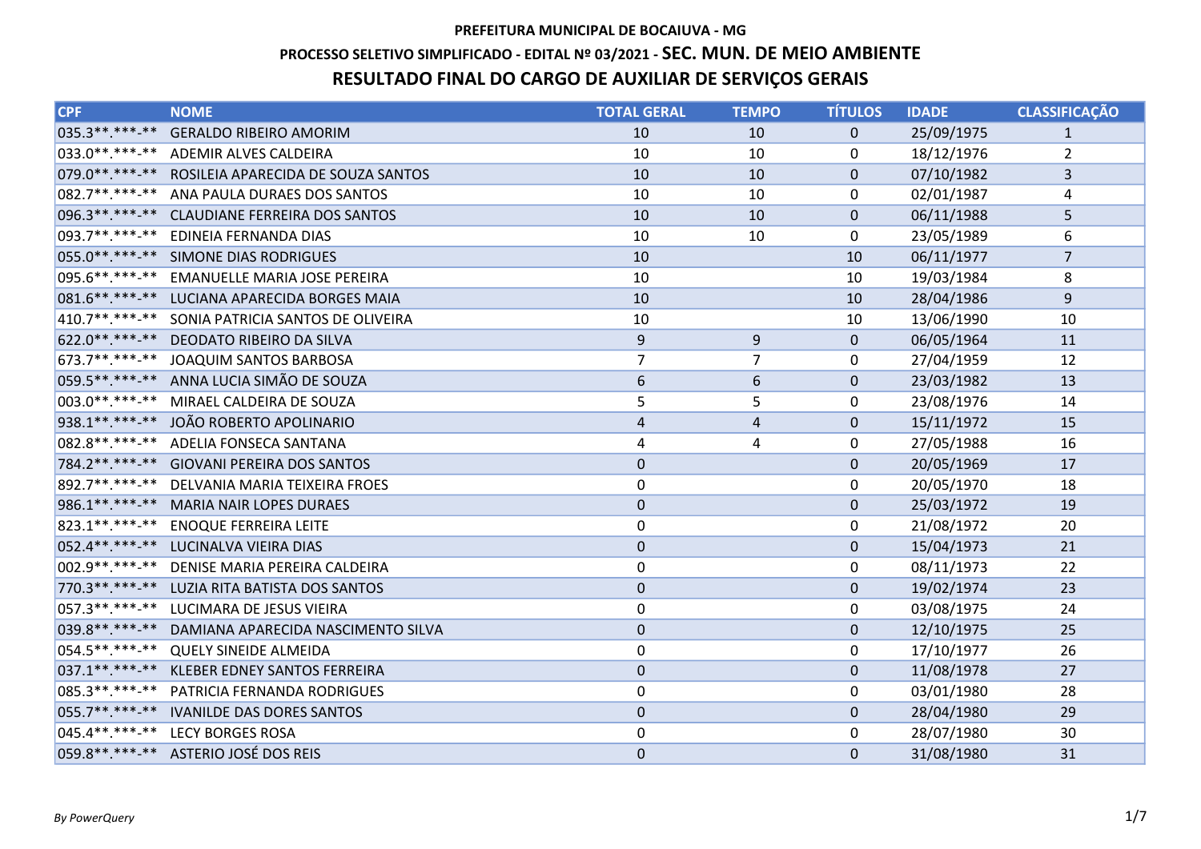# PREFEITURA MUNICIPAL DE BOCAIUVA - MG

## PROCESSO SELETIVO SIMPLIFICADO - EDITAL Nº 03/2021 - SEC. MUN. DE MEIO AMBIENTE

## RESULTADO FINAL DO CARGO DE AUXILIAR DE SERVIÇOS GERAIS

| CPF | NOME | TOTAL GERAL | TEMPO | TÍTULOS | IDADE | CLASSIFICAÇÃO |
|---|---|---|---|---|---|---|
| 035.3**.***-** | GERALDO RIBEIRO AMORIM | 10 | 10 | 0 | 25/09/1975 | 1 |
| 033.0**.***-** | ADEMIR ALVES CALDEIRA | 10 | 10 | 0 | 18/12/1976 | 2 |
| 079.0**.***-** | ROSILEIA APARECIDA DE SOUZA SANTOS | 10 | 10 | 0 | 07/10/1982 | 3 |
| 082.7**.***-** | ANA PAULA DURAES DOS SANTOS | 10 | 10 | 0 | 02/01/1987 | 4 |
| 096.3**.***-** | CLAUDIANE FERREIRA DOS SANTOS | 10 | 10 | 0 | 06/11/1988 | 5 |
| 093.7**.***-** | EDINEIA FERNANDA DIAS | 10 | 10 | 0 | 23/05/1989 | 6 |
| 055.0**.***-** | SIMONE DIAS RODRIGUES | 10 | | 10 | 06/11/1977 | 7 |
| 095.6**.***-** | EMANUELLE MARIA JOSE PEREIRA | 10 | | 10 | 19/03/1984 | 8 |
| 081.6**.***-** | LUCIANA APARECIDA BORGES MAIA | 10 | | 10 | 28/04/1986 | 9 |
| 410.7**.***-** | SONIA PATRICIA SANTOS DE OLIVEIRA | 10 | | 10 | 13/06/1990 | 10 |
| 622.0**.***-** | DEODATO RIBEIRO DA SILVA | 9 | 9 | 0 | 06/05/1964 | 11 |
| 673.7**.***-** | JOAQUIM SANTOS BARBOSA | 7 | 7 | 0 | 27/04/1959 | 12 |
| 059.5**.***-** | ANNA LUCIA SIMÃO DE SOUZA | 6 | 6 | 0 | 23/03/1982 | 13 |
| 003.0**.***-** | MIRAEL CALDEIRA DE SOUZA | 5 | 5 | 0 | 23/08/1976 | 14 |
| 938.1**.***-** | JOÃO ROBERTO APOLINARIO | 4 | 4 | 0 | 15/11/1972 | 15 |
| 082.8**.***-** | ADELIA FONSECA SANTANA | 4 | 4 | 0 | 27/05/1988 | 16 |
| 784.2**.***-** | GIOVANI PEREIRA DOS SANTOS | 0 | | 0 | 20/05/1969 | 17 |
| 892.7**.***-** | DELVANIA MARIA TEIXEIRA FROES | 0 | | 0 | 20/05/1970 | 18 |
| 986.1**.***-** | MARIA NAIR LOPES DURAES | 0 | | 0 | 25/03/1972 | 19 |
| 823.1**.***-** | ENOQUE FERREIRA LEITE | 0 | | 0 | 21/08/1972 | 20 |
| 052.4**.***-** | LUCINALVA VIEIRA DIAS | 0 | | 0 | 15/04/1973 | 21 |
| 002.9**.***-** | DENISE MARIA PEREIRA CALDEIRA | 0 | | 0 | 08/11/1973 | 22 |
| 770.3**.***-** | LUZIA RITA BATISTA DOS SANTOS | 0 | | 0 | 19/02/1974 | 23 |
| 057.3**.***-** | LUCIMARA DE JESUS VIEIRA | 0 | | 0 | 03/08/1975 | 24 |
| 039.8**.***-** | DAMIANA APARECIDA NASCIMENTO SILVA | 0 | | 0 | 12/10/1975 | 25 |
| 054.5**.***-** | QUELY SINEIDE ALMEIDA | 0 | | 0 | 17/10/1977 | 26 |
| 037.1**.***-** | KLEBER EDNEY SANTOS FERREIRA | 0 | | 0 | 11/08/1978 | 27 |
| 085.3**.***-** | PATRICIA FERNANDA RODRIGUES | 0 | | 0 | 03/01/1980 | 28 |
| 055.7**.***-** | IVANILDE DAS DORES SANTOS | 0 | | 0 | 28/04/1980 | 29 |
| 045.4**.***-** | LECY BORGES ROSA | 0 | | 0 | 28/07/1980 | 30 |
| 059.8**.***-** | ASTERIO JOSÉ DOS REIS | 0 | | 0 | 31/08/1980 | 31 |

*By PowerQuery*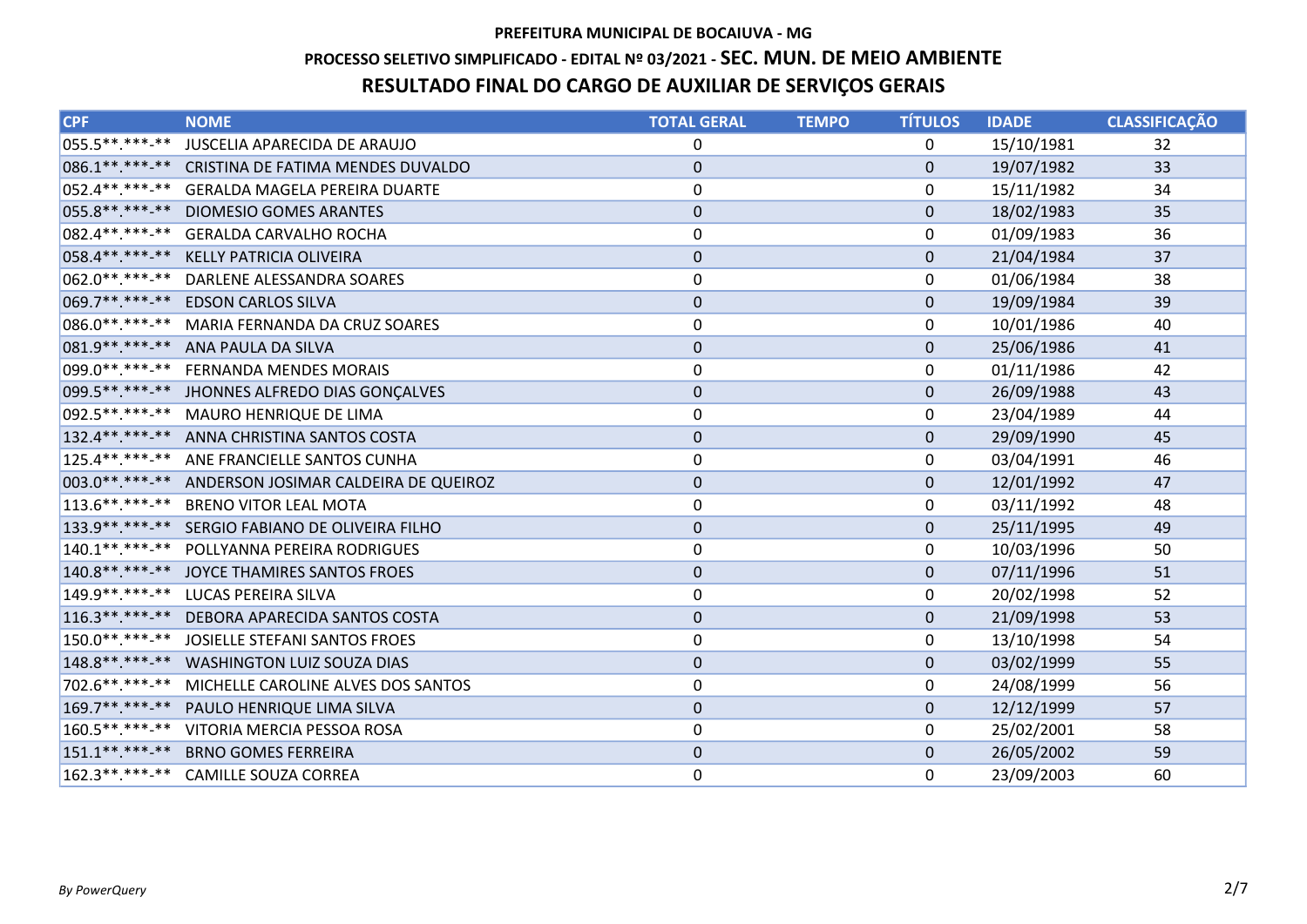**PREFEITURA MUNICIPAL DE BOCAIUVA - MG**

**PROCESSO SELETIVO SIMPLIFICADO - EDITAL Nº 03/2021 - SEC. MUN. DE MEIO AMBIENTE**

**RESULTADO FINAL DO CARGO DE AUXILIAR DE SERVIÇOS GERAIS**

| CPF | NOME | TOTAL GERAL | TEMPO | TÍTULOS | IDADE | CLASSIFICAÇÃO |
|---|---|---|---|---|---|---|
| 055.5**.***-** | JUSCELIA APARECIDA DE ARAUJO | 0 | | 0 | 15/10/1981 | 32 |
| 086.1**.***-** | CRISTINA DE FATIMA MENDES DUVALDO | 0 | | 0 | 19/07/1982 | 33 |
| 052.4**.***-** | GERALDA MAGELA PEREIRA DUARTE | 0 | | 0 | 15/11/1982 | 34 |
| 055.8**.***-** | DIOMESIO GOMES ARANTES | 0 | | 0 | 18/02/1983 | 35 |
| 082.4**.***-** | GERALDA CARVALHO ROCHA | 0 | | 0 | 01/09/1983 | 36 |
| 058.4**.***-** | KELLY PATRICIA OLIVEIRA | 0 | | 0 | 21/04/1984 | 37 |
| 062.0**.***-** | DARLENE ALESSANDRA SOARES | 0 | | 0 | 01/06/1984 | 38 |
| 069.7**.***-** | EDSON CARLOS SILVA | 0 | | 0 | 19/09/1984 | 39 |
| 086.0**.***-** | MARIA FERNANDA DA CRUZ SOARES | 0 | | 0 | 10/01/1986 | 40 |
| 081.9**.***-** | ANA PAULA DA SILVA | 0 | | 0 | 25/06/1986 | 41 |
| 099.0**.***-** | FERNANDA MENDES MORAIS | 0 | | 0 | 01/11/1986 | 42 |
| 099.5**.***-** | JHONNES ALFREDO DIAS GONÇALVES | 0 | | 0 | 26/09/1988 | 43 |
| 092.5**.***-** | MAURO HENRIQUE DE LIMA | 0 | | 0 | 23/04/1989 | 44 |
| 132.4**.***-** | ANNA CHRISTINA SANTOS COSTA | 0 | | 0 | 29/09/1990 | 45 |
| 125.4**.***-** | ANE FRANCIELLE SANTOS CUNHA | 0 | | 0 | 03/04/1991 | 46 |
| 003.0**.***-** | ANDERSON JOSIMAR CALDEIRA DE QUEIROZ | 0 | | 0 | 12/01/1992 | 47 |
| 113.6**.***-** | BRENO VITOR LEAL MOTA | 0 | | 0 | 03/11/1992 | 48 |
| 133.9**.***-** | SERGIO FABIANO DE OLIVEIRA FILHO | 0 | | 0 | 25/11/1995 | 49 |
| 140.1**.***-** | POLLYANNA PEREIRA RODRIGUES | 0 | | 0 | 10/03/1996 | 50 |
| 140.8**.***-** | JOYCE THAMIRES SANTOS FROES | 0 | | 0 | 07/11/1996 | 51 |
| 149.9**.***-** | LUCAS PEREIRA SILVA | 0 | | 0 | 20/02/1998 | 52 |
| 116.3**.***-** | DEBORA APARECIDA SANTOS COSTA | 0 | | 0 | 21/09/1998 | 53 |
| 150.0**.***-** | JOSIELLE STEFANI SANTOS FROES | 0 | | 0 | 13/10/1998 | 54 |
| 148.8**.***-** | WASHINGTON LUIZ SOUZA DIAS | 0 | | 0 | 03/02/1999 | 55 |
| 702.6**.***-** | MICHELLE CAROLINE ALVES DOS SANTOS | 0 | | 0 | 24/08/1999 | 56 |
| 169.7**.***-** | PAULO HENRIQUE LIMA SILVA | 0 | | 0 | 12/12/1999 | 57 |
| 160.5**.***-** | VITORIA MERCIA PESSOA ROSA | 0 | | 0 | 25/02/2001 | 58 |
| 151.1**.***-** | BRNO GOMES FERREIRA | 0 | | 0 | 26/05/2002 | 59 |
| 162.3**.***-** | CAMILLE SOUZA CORREA | 0 | | 0 | 23/09/2003 | 60 |

*By PowerQuery*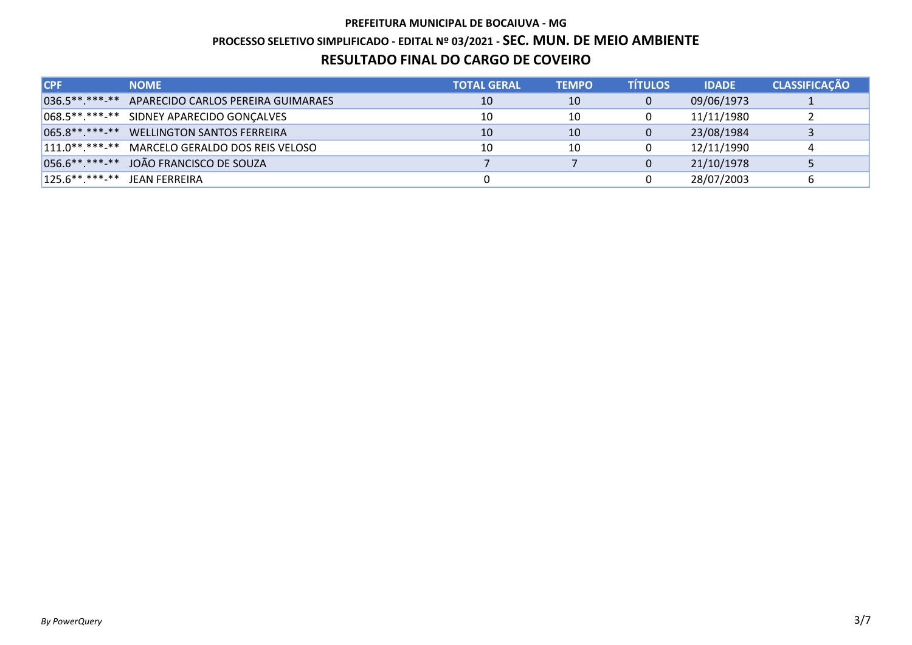**PREFEITURA MUNICIPAL DE BOCAIUVA - MG**

**PROCESSO SELETIVO SIMPLIFICADO - EDITAL Nº 03/2021 - SEC. MUN. DE MEIO AMBIENTE**

## RESULTADO FINAL DO CARGO DE COVEIRO

| CPF | NOME | TOTAL GERAL | TEMPO | TÍTULOS | IDADE | CLASSIFICAÇÃO |
|---|---|---|---|---|---|---|
| 036.5**.***-** | APARECIDO CARLOS PEREIRA GUIMARAES | 10 | 10 | 0 | 09/06/1973 | 1 |
| 068.5**.***-** | SIDNEY APARECIDO GONÇALVES | 10 | 10 | 0 | 11/11/1980 | 2 |
| 065.8**.***-** | WELLINGTON SANTOS FERREIRA | 10 | 10 | 0 | 23/08/1984 | 3 |
| 111.0**.***-** | MARCELO GERALDO DOS REIS VELOSO | 10 | 10 | 0 | 12/11/1990 | 4 |
| 056.6**.***-** | JOÃO FRANCISCO DE SOUZA | 7 | 7 | 0 | 21/10/1978 | 5 |
| 125.6**.***-** | JEAN FERREIRA | 0 | | 0 | 28/07/2003 | 6 |

*By PowerQuery*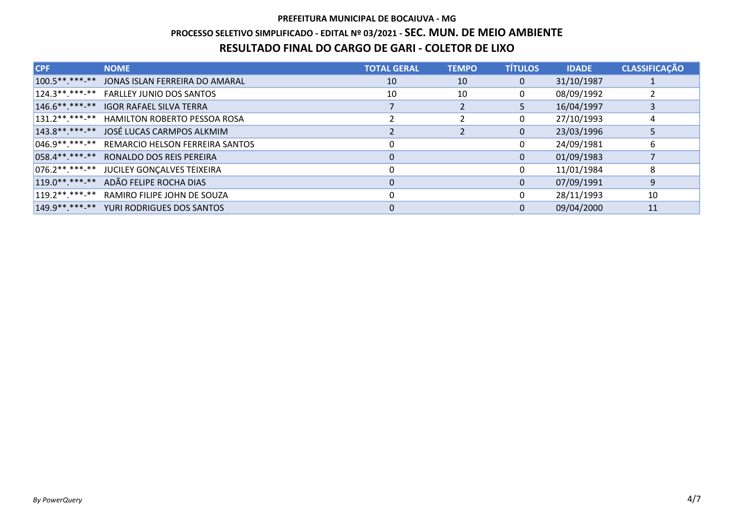**PREFEITURA MUNICIPAL DE BOCAIUVA - MG**

**PROCESSO SELETIVO SIMPLIFICADO - EDITAL Nº 03/2021 - SEC. MUN. DE MEIO AMBIENTE**

## RESULTADO FINAL DO CARGO DE GARI - COLETOR DE LIXO

| CPF | NOME | TOTAL GERAL | TEMPO | TÍTULOS | IDADE | CLASSIFICAÇÃO |
|---|---|---|---|---|---|---|
| 100.5**.***-** | JONAS ISLAN FERREIRA DO AMARAL | 10 | 10 | 0 | 31/10/1987 | 1 |
| 124.3**.***-** | FARLLEY JUNIO DOS SANTOS | 10 | 10 | 0 | 08/09/1992 | 2 |
| 146.6**.***-** | IGOR RAFAEL SILVA TERRA | 7 | 2 | 5 | 16/04/1997 | 3 |
| 131.2**.***-** | HAMILTON ROBERTO PESSOA ROSA | 2 | 2 | 0 | 27/10/1993 | 4 |
| 143.8**.***-** | JOSÉ LUCAS CARMPOS ALKMIM | 2 | 2 | 0 | 23/03/1996 | 5 |
| 046.9**.***-** | REMARCIO HELSON FERREIRA SANTOS | 0 | | 0 | 24/09/1981 | 6 |
| 058.4**.***-** | RONALDO DOS REIS PEREIRA | 0 | | 0 | 01/09/1983 | 7 |
| 076.2**.***-** | JUCILEY GONÇALVES TEIXEIRA | 0 | | 0 | 11/01/1984 | 8 |
| 119.0**.***-** | ADÃO FELIPE ROCHA DIAS | 0 | | 0 | 07/09/1991 | 9 |
| 119.2**.***-** | RAMIRO FILIPE JOHN DE SOUZA | 0 | | 0 | 28/11/1993 | 10 |
| 149.9**.***-** | YURI RODRIGUES DOS SANTOS | 0 | | 0 | 09/04/2000 | 11 |

*By PowerQuery*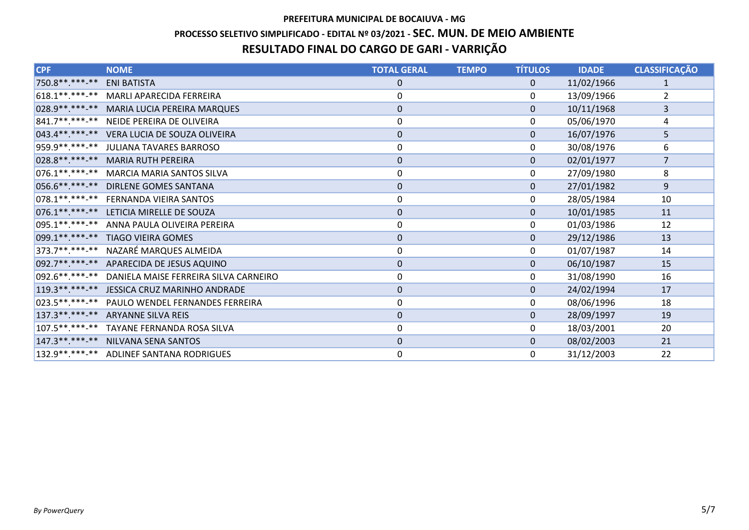**PREFEITURA MUNICIPAL DE BOCAIUVA - MG**

**PROCESSO SELETIVO SIMPLIFICADO - EDITAL Nº 03/2021 - SEC. MUN. DE MEIO AMBIENTE**

## RESULTADO FINAL DO CARGO DE GARI - VARRIÇÃO

| CPF | NOME | TOTAL GERAL | TEMPO | TÍTULOS | IDADE | CLASSIFICAÇÃO |
|---|---|---|---|---|---|---|
| 750.8**.***-** | ENI BATISTA | 0 | | 0 | 11/02/1966 | 1 |
| 618.1**.***-** | MARLI APARECIDA FERREIRA | 0 | | 0 | 13/09/1966 | 2 |
| 028.9**.***-** | MARIA LUCIA PEREIRA MARQUES | 0 | | 0 | 10/11/1968 | 3 |
| 841.7**.***-** | NEIDE PEREIRA DE OLIVEIRA | 0 | | 0 | 05/06/1970 | 4 |
| 043.4**.***-** | VERA LUCIA DE SOUZA OLIVEIRA | 0 | | 0 | 16/07/1976 | 5 |
| 959.9**.***-** | JULIANA TAVARES BARROSO | 0 | | 0 | 30/08/1976 | 6 |
| 028.8**.***-** | MARIA RUTH PEREIRA | 0 | | 0 | 02/01/1977 | 7 |
| 076.1**.***-** | MARCIA MARIA SANTOS SILVA | 0 | | 0 | 27/09/1980 | 8 |
| 056.6**.***-** | DIRLENE GOMES SANTANA | 0 | | 0 | 27/01/1982 | 9 |
| 078.1**.***-** | FERNANDA VIEIRA SANTOS | 0 | | 0 | 28/05/1984 | 10 |
| 076.1**.***-** | LETICIA MIRELLE DE SOUZA | 0 | | 0 | 10/01/1985 | 11 |
| 095.1**.***-** | ANNA PAULA OLIVEIRA PEREIRA | 0 | | 0 | 01/03/1986 | 12 |
| 099.1**.***-** | TIAGO VIEIRA GOMES | 0 | | 0 | 29/12/1986 | 13 |
| 373.7**.***-** | NAZARÉ MARQUES ALMEIDA | 0 | | 0 | 01/07/1987 | 14 |
| 092.7**.***-** | APARECIDA DE JESUS AQUINO | 0 | | 0 | 06/10/1987 | 15 |
| 092.6**.***-** | DANIELA MAISE FERREIRA SILVA CARNEIRO | 0 | | 0 | 31/08/1990 | 16 |
| 119.3**.***-** | JESSICA CRUZ MARINHO ANDRADE | 0 | | 0 | 24/02/1994 | 17 |
| 023.5**.***-** | PAULO WENDEL FERNANDES FERREIRA | 0 | | 0 | 08/06/1996 | 18 |
| 137.3**.***-** | ARYANNE SILVA REIS | 0 | | 0 | 28/09/1997 | 19 |
| 107.5**.***-** | TAYANE FERNANDA ROSA SILVA | 0 | | 0 | 18/03/2001 | 20 |
| 147.3**.***-** | NILVANA SENA SANTOS | 0 | | 0 | 08/02/2003 | 21 |
| 132.9**.***-** | ADLINEF SANTANA RODRIGUES | 0 | | 0 | 31/12/2003 | 22 |

*By PowerQuery*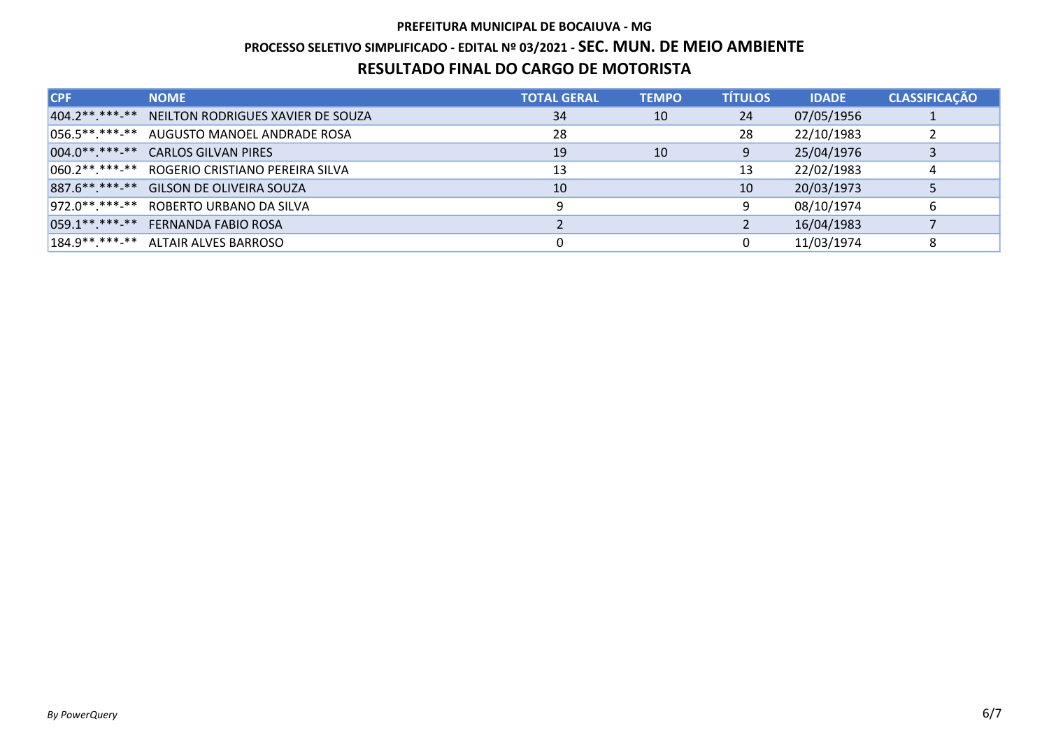# PREFEITURA MUNICIPAL DE BOCAIUVA - MG

## PROCESSO SELETIVO SIMPLIFICADO - EDITAL Nº 03/2021 - SEC. MUN. DE MEIO AMBIENTE

## RESULTADO FINAL DO CARGO DE MOTORISTA

| CPF | NOME | TOTAL GERAL | TEMPO | TÍTULOS | IDADE | CLASSIFICAÇÃO |
|---|---|---|---|---|---|---|
| 404.2**.***-** | NEILTON RODRIGUES XAVIER DE SOUZA | 34 | 10 | 24 | 07/05/1956 | 1 |
| 056.5**.***-** | AUGUSTO MANOEL ANDRADE ROSA | 28 | | 28 | 22/10/1983 | 2 |
| 004.0**.***-** | CARLOS GILVAN PIRES | 19 | 10 | 9 | 25/04/1976 | 3 |
| 060.2**.***-** | ROGERIO CRISTIANO PEREIRA SILVA | 13 | | 13 | 22/02/1983 | 4 |
| 887.6**.***-** | GILSON DE OLIVEIRA SOUZA | 10 | | 10 | 20/03/1973 | 5 |
| 972.0**.***-** | ROBERTO URBANO DA SILVA | 9 | | 9 | 08/10/1974 | 6 |
| 059.1**.***-** | FERNANDA FABIO ROSA | 2 | | 2 | 16/04/1983 | 7 |
| 184.9**.***-** | ALTAIR ALVES BARROSO | 0 | | 0 | 11/03/1974 | 8 |

*By PowerQuery*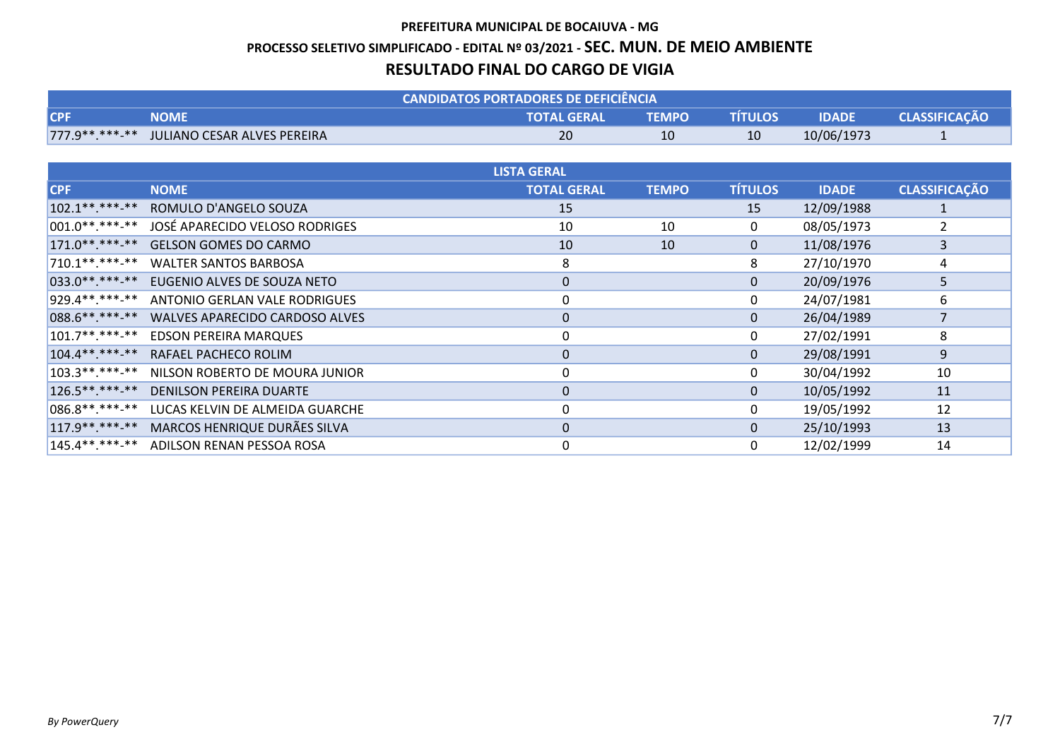**PREFEITURA MUNICIPAL DE BOCAIUVA - MG**

**PROCESSO SELETIVO SIMPLIFICADO - EDITAL Nº 03/2021 - SEC. MUN. DE MEIO AMBIENTE**

## RESULTADO FINAL DO CARGO DE VIGIA

**CANDIDATOS PORTADORES DE DEFICIÊNCIA**

| CPF | NOME | TOTAL GERAL | TEMPO | TÍTULOS | IDADE | CLASSIFICAÇÃO |
|---|---|---|---|---|---|---|
| 777.9**.***-** | JULIANO CESAR ALVES PEREIRA | 20 | 10 | 10 | 10/06/1973 | 1 |

**LISTA GERAL**

| CPF | NOME | TOTAL GERAL | TEMPO | TÍTULOS | IDADE | CLASSIFICAÇÃO |
|---|---|---|---|---|---|---|
| 102.1**.***-** | ROMULO D'ANGELO SOUZA | 15 | | 15 | 12/09/1988 | 1 |
| 001.0**.***-** | JOSÉ APARECIDO VELOSO RODRIGES | 10 | 10 | 0 | 08/05/1973 | 2 |
| 171.0**.***-** | GELSON GOMES DO CARMO | 10 | 10 | 0 | 11/08/1976 | 3 |
| 710.1**.***-** | WALTER SANTOS BARBOSA | 8 | | 8 | 27/10/1970 | 4 |
| 033.0**.***-** | EUGENIO ALVES DE SOUZA NETO | 0 | | 0 | 20/09/1976 | 5 |
| 929.4**.***-** | ANTONIO GERLAN VALE RODRIGUES | 0 | | 0 | 24/07/1981 | 6 |
| 088.6**.***-** | WALVES APARECIDO CARDOSO ALVES | 0 | | 0 | 26/04/1989 | 7 |
| 101.7**.***-** | EDSON PEREIRA MARQUES | 0 | | 0 | 27/02/1991 | 8 |
| 104.4**.***-** | RAFAEL PACHECO ROLIM | 0 | | 0 | 29/08/1991 | 9 |
| 103.3**.***-** | NILSON ROBERTO DE MOURA JUNIOR | 0 | | 0 | 30/04/1992 | 10 |
| 126.5**.***-** | DENILSON PEREIRA DUARTE | 0 | | 0 | 10/05/1992 | 11 |
| 086.8**.***-** | LUCAS KELVIN DE ALMEIDA GUARCHE | 0 | | 0 | 19/05/1992 | 12 |
| 117.9**.***-** | MARCOS HENRIQUE DURÃES SILVA | 0 | | 0 | 25/10/1993 | 13 |
| 145.4**.***-** | ADILSON RENAN PESSOA ROSA | 0 | | 0 | 12/02/1999 | 14 |

*By PowerQuery*